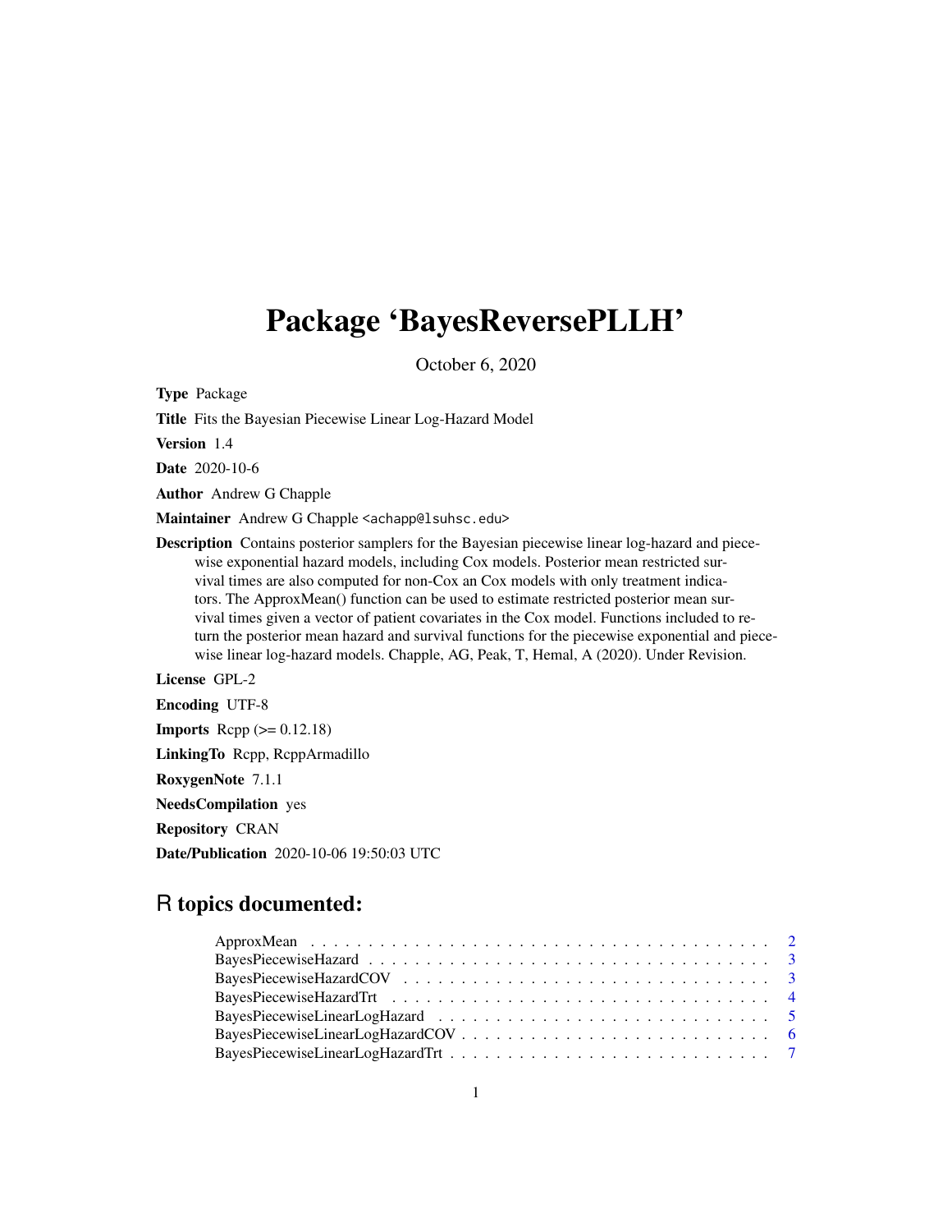# Package 'BayesReversePLLH'

October 6, 2020

**Type** Package

**Title** Fits the Bayesian Piecewise Linear Log-Hazard Model

**Version** 1.4

**Date** 2020-10-6

**Author** Andrew G Chapple

**Maintainer** Andrew G Chapple <achapp@lsuhsc.edu>

**Description** Contains posterior samplers for the Bayesian piecewise linear log-hazard and piecewise exponential hazard models, including Cox models. Posterior mean restricted survival times are also computed for non-Cox an Cox models with only treatment indicators. The ApproxMean() function can be used to estimate restricted posterior mean survival times given a vector of patient covariates in the Cox model. Functions included to return the posterior mean hazard and survival functions for the piecewise exponential and piecewise linear log-hazard models. Chapple, AG, Peak, T, Hemal, A (2020). Under Revision.

**License** GPL-2

**Encoding** UTF-8

**Imports** Rcpp (>= 0.12.18)

**LinkingTo** Rcpp, RcppArmadillo

**RoxygenNote** 7.1.1

**NeedsCompilation** yes

**Repository** CRAN

**Date/Publication** 2020-10-06 19:50:03 UTC

## R topics documented:

| | |
|---|---|
| ApproxMean | 2 |
| BayesPiecewiseHazard | 3 |
| BayesPiecewiseHazardCOV | 3 |
| BayesPiecewiseHazardTrt | 4 |
| BayesPiecewiseLinearLogHazard | 5 |
| BayesPiecewiseLinearLogHazardCOV | 6 |
| BayesPiecewiseLinearLogHazardTrt | 7 |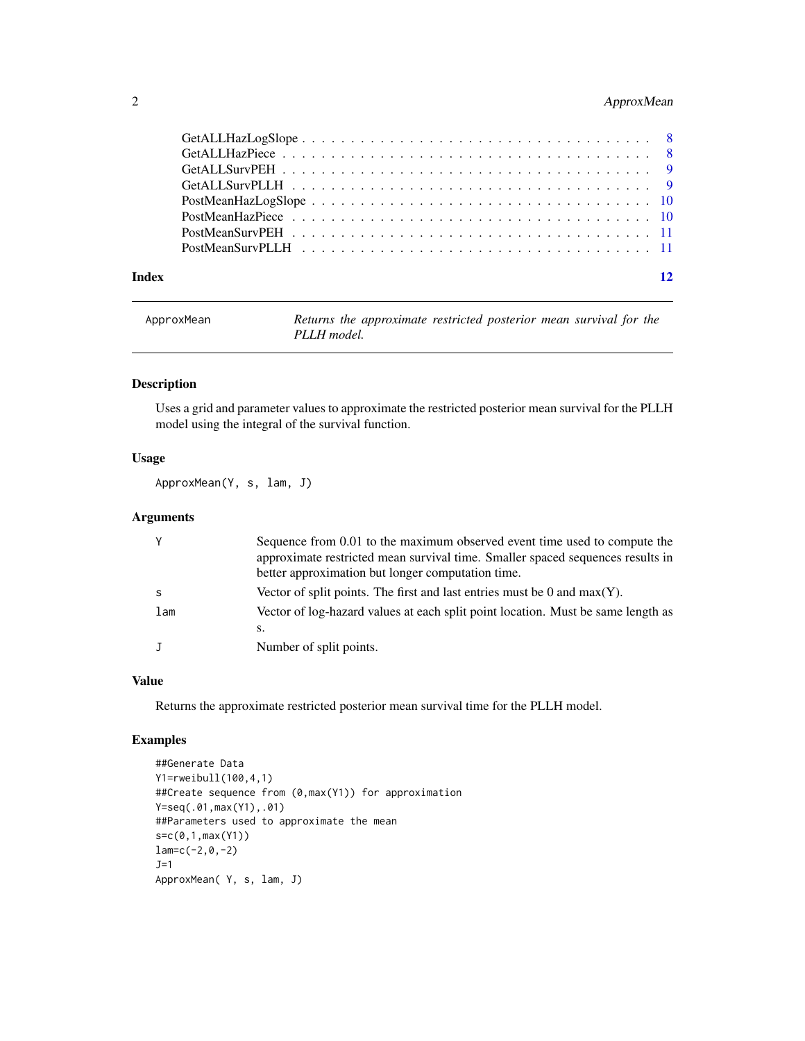GetALLHazLogSlope . . . . . . . . . . . . . . . . . . . . . . . . . . . . . . . . . . 8
GetALLHazPiece . . . . . . . . . . . . . . . . . . . . . . . . . . . . . . . . . . . 8
GetALLSurvPEH . . . . . . . . . . . . . . . . . . . . . . . . . . . . . . . . . . . 9
GetALLSurvPLLH . . . . . . . . . . . . . . . . . . . . . . . . . . . . . . . . . . 9
PostMeanHazLogSlope . . . . . . . . . . . . . . . . . . . . . . . . . . . . . . . . 10
PostMeanHazPiece . . . . . . . . . . . . . . . . . . . . . . . . . . . . . . . . . . 10
PostMeanSurvPEH . . . . . . . . . . . . . . . . . . . . . . . . . . . . . . . . . . 11
PostMeanSurvPLLH . . . . . . . . . . . . . . . . . . . . . . . . . . . . . . . . . 11

**Index** 12

---

`ApproxMean` *Returns the approximate restricted posterior mean survival for the PLLH model.*

---

### Description

Uses a grid and parameter values to approximate the restricted posterior mean survival for the PLLH model using the integral of the survival function.

### Usage

```
ApproxMean(Y, s, lam, J)
```

### Arguments

| | |
|---|---|
| Y | Sequence from 0.01 to the maximum observed event time used to compute the approximate restricted mean survival time. Smaller spaced sequences results in better approximation but longer computation time. |
| s | Vector of split points. The first and last entries must be 0 and max(Y). |
| lam | Vector of log-hazard values at each split point location. Must be same length as s. |
| J | Number of split points. |

### Value

Returns the approximate restricted posterior mean survival time for the PLLH model.

### Examples

```
##Generate Data
Y1=rweibull(100,4,1)
##Create sequence from (0,max(Y1)) for approximation
Y=seq(.01,max(Y1),.01)
##Parameters used to approximate the mean
s=c(0,1,max(Y1))
lam=c(-2,0,-2)
J=1
ApproxMean( Y, s, lam, J)
```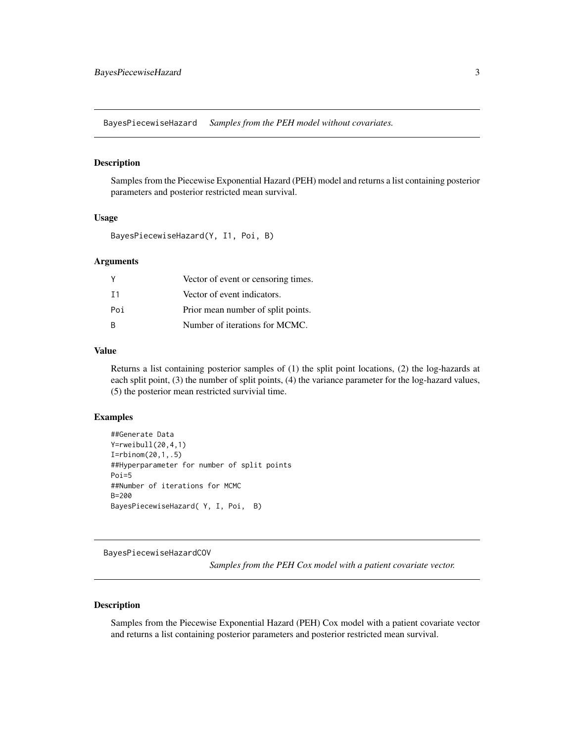## BayesPiecewiseHazard *Samples from the PEH model without covariates.*

### Description

Samples from the Piecewise Exponential Hazard (PEH) model and returns a list containing posterior parameters and posterior restricted mean survival.

### Usage

```
BayesPiecewiseHazard(Y, I1, Poi, B)
```

### Arguments

| | |
|---|---|
| Y | Vector of event or censoring times. |
| I1 | Vector of event indicators. |
| Poi | Prior mean number of split points. |
| B | Number of iterations for MCMC. |

### Value

Returns a list containing posterior samples of (1) the split point locations, (2) the log-hazards at each split point, (3) the number of split points, (4) the variance parameter for the log-hazard values, (5) the posterior mean restricted survivial time.

### Examples

```
##Generate Data
Y=rweibull(20,4,1)
I=rbinom(20,1,.5)
##Hyperparameter for number of split points
Poi=5
##Number of iterations for MCMC
B=200
BayesPiecewiseHazard( Y, I, Poi,  B)
```

## BayesPiecewiseHazardCOV *Samples from the PEH Cox model with a patient covariate vector.*

### Description

Samples from the Piecewise Exponential Hazard (PEH) Cox model with a patient covariate vector and returns a list containing posterior parameters and posterior restricted mean survival.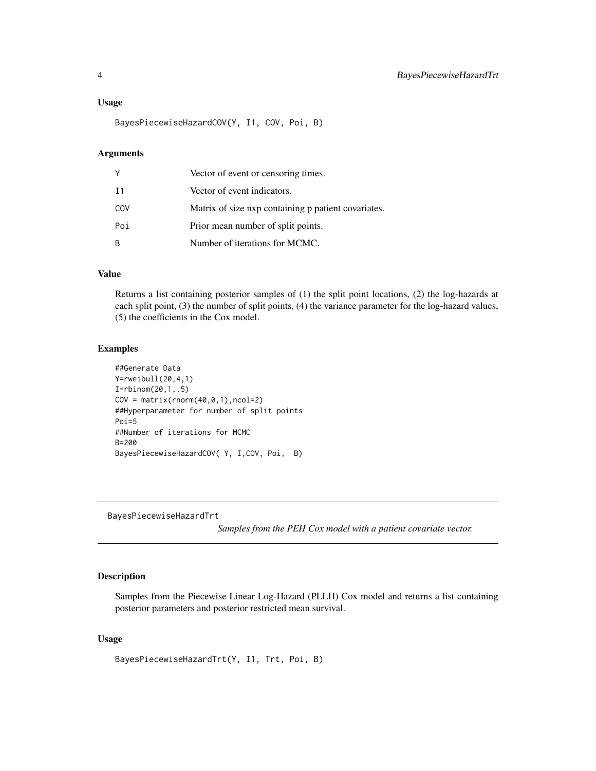### Usage

```
BayesPiecewiseHazardCOV(Y, I1, COV, Poi, B)
```

### Arguments

| | |
|---|---|
| Y | Vector of event or censoring times. |
| I1 | Vector of event indicators. |
| COV | Matrix of size nxp containing p patient covariates. |
| Poi | Prior mean number of split points. |
| B | Number of iterations for MCMC. |

### Value

Returns a list containing posterior samples of (1) the split point locations, (2) the log-hazards at each split point, (3) the number of split points, (4) the variance parameter for the log-hazard values, (5) the coefficients in the Cox model.

### Examples

```
##Generate Data
Y=rweibull(20,4,1)
I=rbinom(20,1,.5)
COV = matrix(rnorm(40,0,1),ncol=2)
##Hyperparameter for number of split points
Poi=5
##Number of iterations for MCMC
B=200
BayesPiecewiseHazardCOV( Y, I,COV, Poi,  B)
```

---

## BayesPiecewiseHazardTrt

*Samples from the PEH Cox model with a patient covariate vector.*

---

### Description

Samples from the Piecewise Linear Log-Hazard (PLLH) Cox model and returns a list containing posterior parameters and posterior restricted mean survival.

### Usage

```
BayesPiecewiseHazardTrt(Y, I1, Trt, Poi, B)
```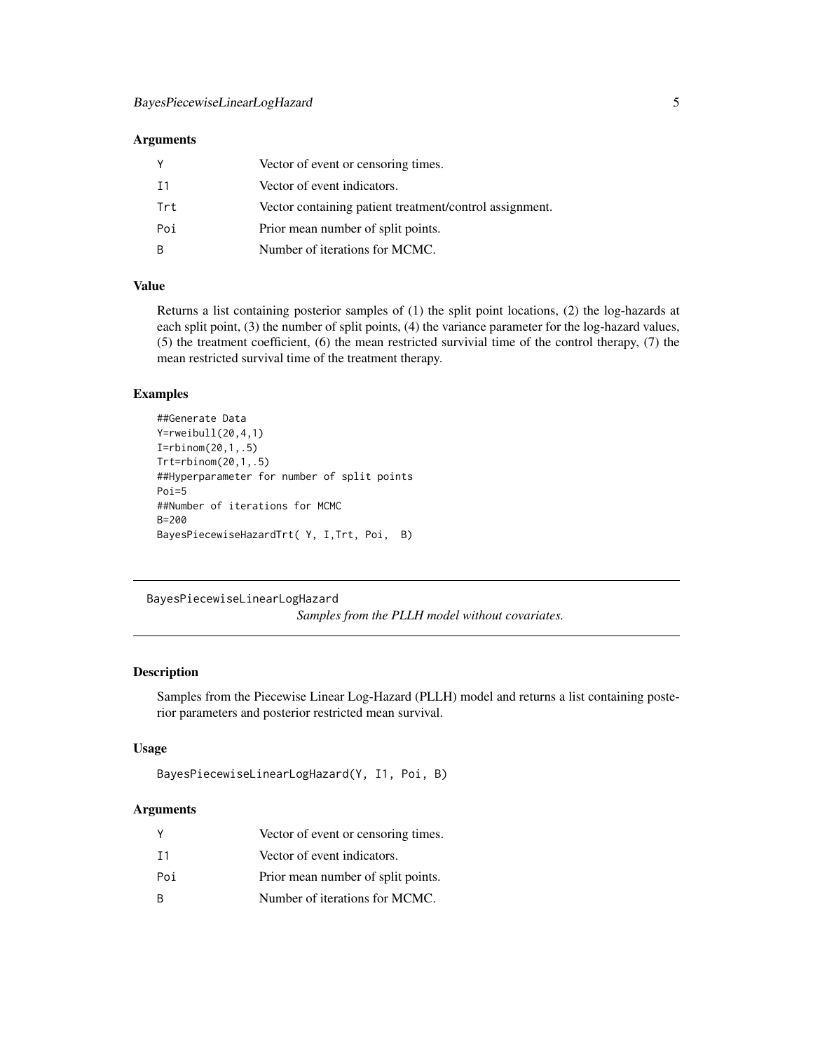### Arguments

| | |
|---|---|
| Y | Vector of event or censoring times. |
| I1 | Vector of event indicators. |
| Trt | Vector containing patient treatment/control assignment. |
| Poi | Prior mean number of split points. |
| B | Number of iterations for MCMC. |

### Value

Returns a list containing posterior samples of (1) the split point locations, (2) the log-hazards at each split point, (3) the number of split points, (4) the variance parameter for the log-hazard values, (5) the treatment coefficient, (6) the mean restricted survivial time of the control therapy, (7) the mean restricted survival time of the treatment therapy.

### Examples

```
##Generate Data
Y=rweibull(20,4,1)
I=rbinom(20,1,.5)
Trt=rbinom(20,1,.5)
##Hyperparameter for number of split points
Poi=5
##Number of iterations for MCMC
B=200
BayesPiecewiseHazardTrt( Y, I,Trt, Poi,  B)
```

---

## BayesPiecewiseLinearLogHazard

*Samples from the PLLH model without covariates.*

---

### Description

Samples from the Piecewise Linear Log-Hazard (PLLH) model and returns a list containing posterior parameters and posterior restricted mean survival.

### Usage

```
BayesPiecewiseLinearLogHazard(Y, I1, Poi, B)
```

### Arguments

| | |
|---|---|
| Y | Vector of event or censoring times. |
| I1 | Vector of event indicators. |
| Poi | Prior mean number of split points. |
| B | Number of iterations for MCMC. |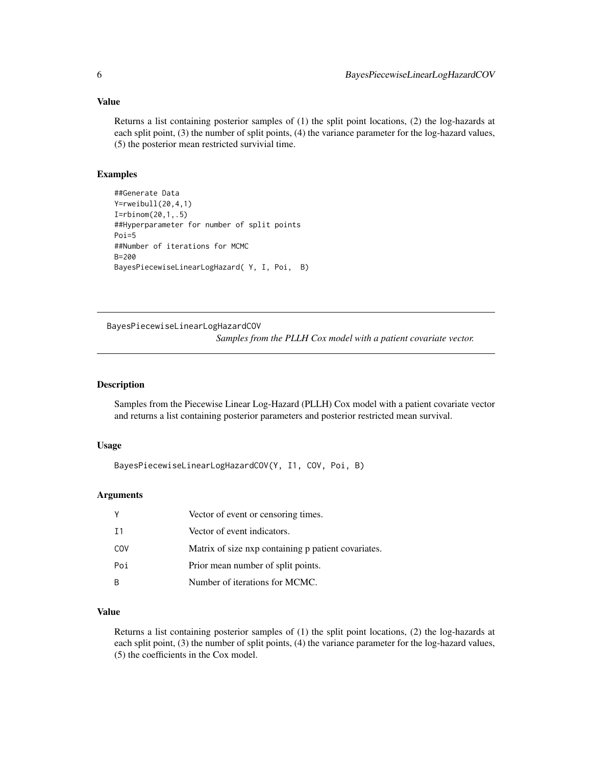### Value

Returns a list containing posterior samples of (1) the split point locations, (2) the log-hazards at each split point, (3) the number of split points, (4) the variance parameter for the log-hazard values, (5) the posterior mean restricted survivial time.

### Examples

```
##Generate Data
Y=rweibull(20,4,1)
I=rbinom(20,1,.5)
##Hyperparameter for number of split points
Poi=5
##Number of iterations for MCMC
B=200
BayesPiecewiseLinearLogHazard( Y, I, Poi,  B)
```

---

## BayesPiecewiseLinearLogHazardCOV

*Samples from the PLLH Cox model with a patient covariate vector.*

---

### Description

Samples from the Piecewise Linear Log-Hazard (PLLH) Cox model with a patient covariate vector and returns a list containing posterior parameters and posterior restricted mean survival.

### Usage

```
BayesPiecewiseLinearLogHazardCOV(Y, I1, COV, Poi, B)
```

### Arguments

| | |
|---|---|
| Y | Vector of event or censoring times. |
| I1 | Vector of event indicators. |
| COV | Matrix of size nxp containing p patient covariates. |
| Poi | Prior mean number of split points. |
| B | Number of iterations for MCMC. |

### Value

Returns a list containing posterior samples of (1) the split point locations, (2) the log-hazards at each split point, (3) the number of split points, (4) the variance parameter for the log-hazard values, (5) the coefficients in the Cox model.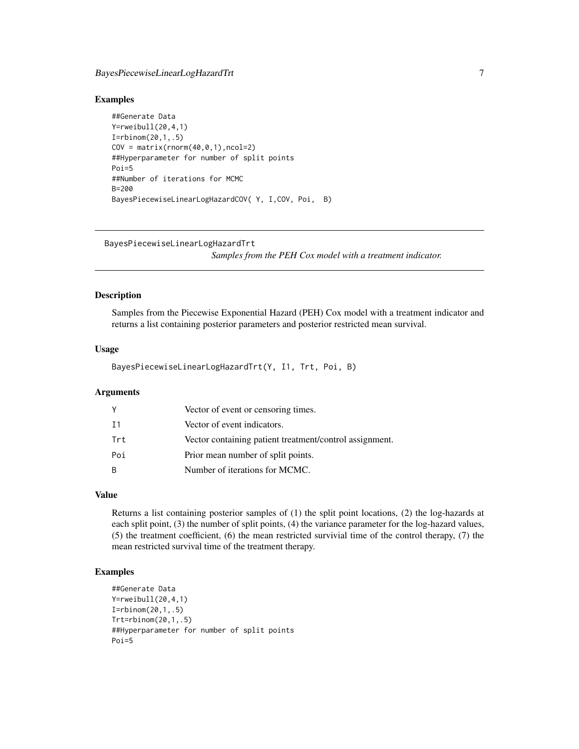### Examples

```
##Generate Data
Y=rweibull(20,4,1)
I=rbinom(20,1,.5)
COV = matrix(rnorm(40,0,1),ncol=2)
##Hyperparameter for number of split points
Poi=5
##Number of iterations for MCMC
B=200
BayesPiecewiseLinearLogHazardCOV( Y, I,COV, Poi,  B)
```

---

## BayesPiecewiseLinearLogHazardTrt

*Samples from the PEH Cox model with a treatment indicator.*

---

### Description

Samples from the Piecewise Exponential Hazard (PEH) Cox model with a treatment indicator and returns a list containing posterior parameters and posterior restricted mean survival.

### Usage

```
BayesPiecewiseLinearLogHazardTrt(Y, I1, Trt, Poi, B)
```

### Arguments

| | |
|---|---|
| Y | Vector of event or censoring times. |
| I1 | Vector of event indicators. |
| Trt | Vector containing patient treatment/control assignment. |
| Poi | Prior mean number of split points. |
| B | Number of iterations for MCMC. |

### Value

Returns a list containing posterior samples of (1) the split point locations, (2) the log-hazards at each split point, (3) the number of split points, (4) the variance parameter for the log-hazard values, (5) the treatment coefficient, (6) the mean restricted survivial time of the control therapy, (7) the mean restricted survival time of the treatment therapy.

### Examples

```
##Generate Data
Y=rweibull(20,4,1)
I=rbinom(20,1,.5)
Trt=rbinom(20,1,.5)
##Hyperparameter for number of split points
Poi=5
```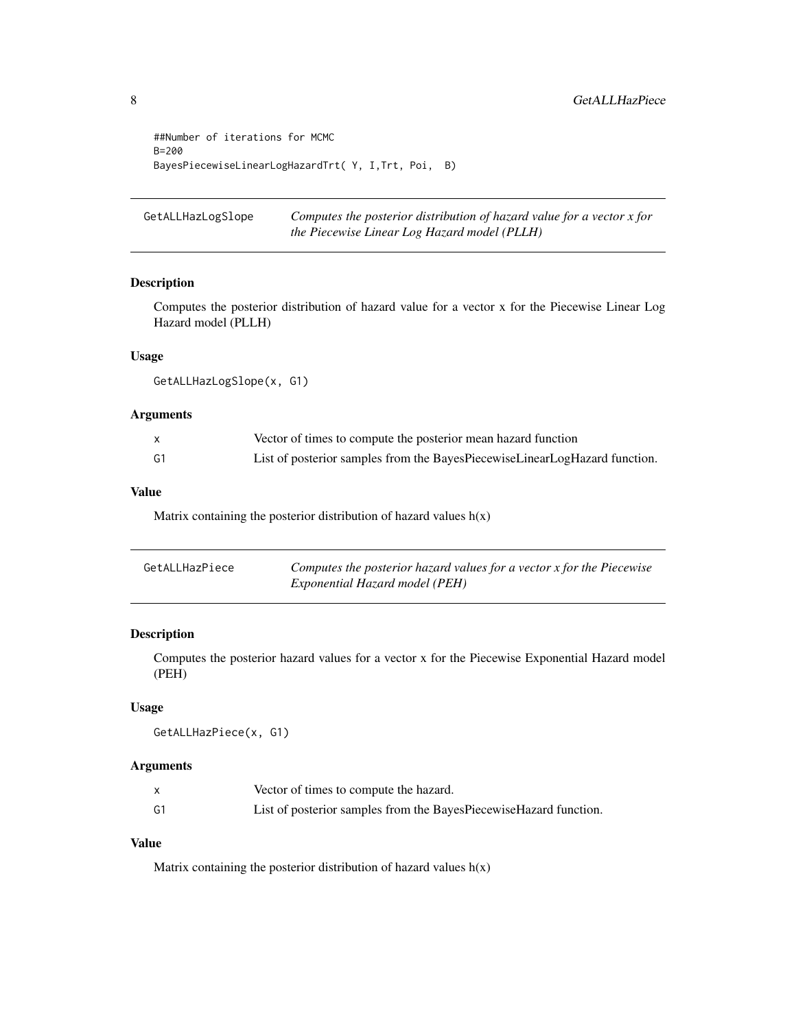```
##Number of iterations for MCMC
B=200
BayesPiecewiseLinearLogHazardTrt( Y, I,Trt, Poi,  B)
```

## GetALLHazLogSlope

*Computes the posterior distribution of hazard value for a vector x for the Piecewise Linear Log Hazard model (PLLH)*

### Description

Computes the posterior distribution of hazard value for a vector x for the Piecewise Linear Log Hazard model (PLLH)

### Usage

```
GetALLHazLogSlope(x, G1)
```

### Arguments

| | |
|---|---|
| x | Vector of times to compute the posterior mean hazard function |
| G1 | List of posterior samples from the BayesPiecewiseLinearLogHazard function. |

### Value

Matrix containing the posterior distribution of hazard values h(x)

## GetALLHazPiece

*Computes the posterior hazard values for a vector x for the Piecewise Exponential Hazard model (PEH)*

### Description

Computes the posterior hazard values for a vector x for the Piecewise Exponential Hazard model (PEH)

### Usage

```
GetALLHazPiece(x, G1)
```

### Arguments

| | |
|---|---|
| x | Vector of times to compute the hazard. |
| G1 | List of posterior samples from the BayesPiecewiseHazard function. |

### Value

Matrix containing the posterior distribution of hazard values h(x)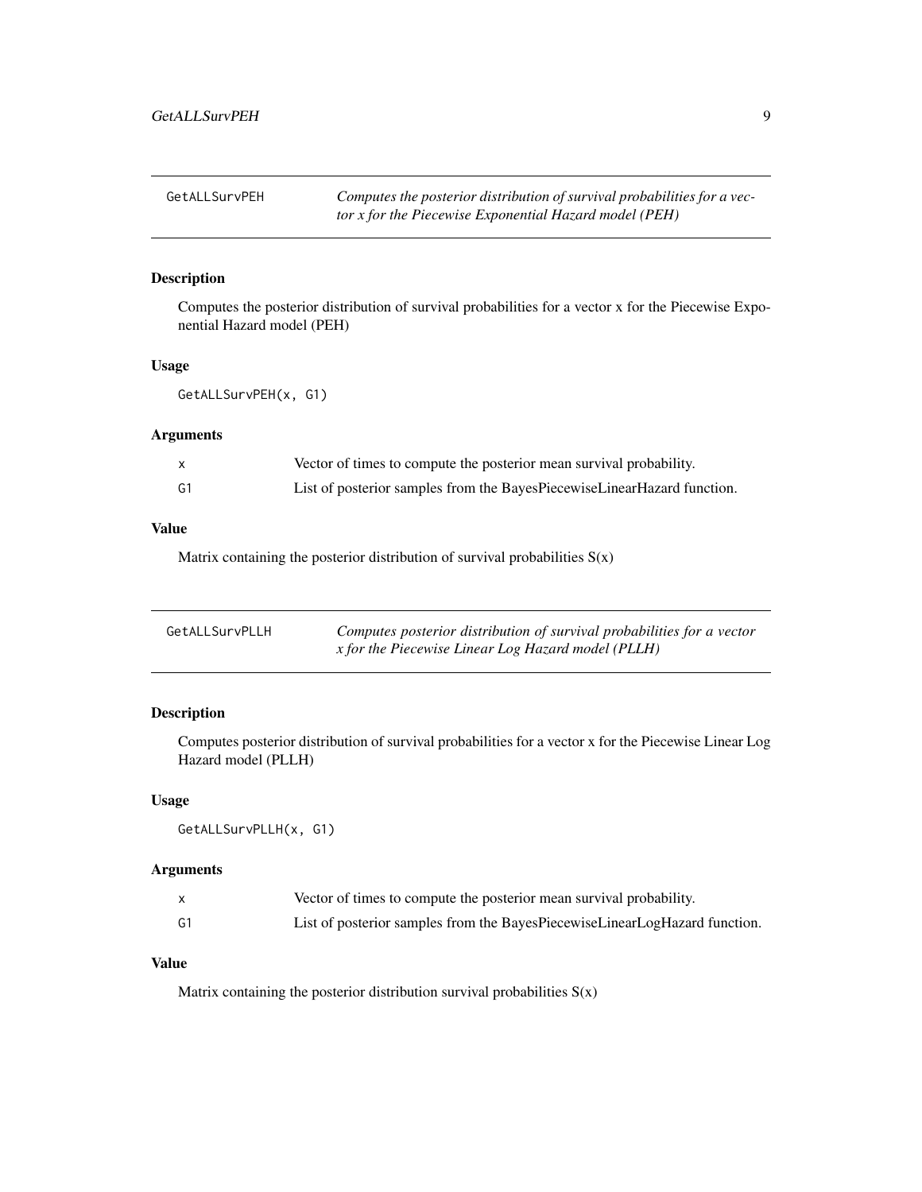## GetALLSurvPEH

*Computes the posterior distribution of survival probabilities for a vector x for the Piecewise Exponential Hazard model (PEH)*

### Description

Computes the posterior distribution of survival probabilities for a vector x for the Piecewise Exponential Hazard model (PEH)

### Usage

```
GetALLSurvPEH(x, G1)
```

### Arguments

| | |
|---|---|
| x | Vector of times to compute the posterior mean survival probability. |
| G1 | List of posterior samples from the BayesPiecewiseLinearHazard function. |

### Value

Matrix containing the posterior distribution of survival probabilities S(x)

## GetALLSurvPLLH

*Computes posterior distribution of survival probabilities for a vector x for the Piecewise Linear Log Hazard model (PLLH)*

### Description

Computes posterior distribution of survival probabilities for a vector x for the Piecewise Linear Log Hazard model (PLLH)

### Usage

```
GetALLSurvPLLH(x, G1)
```

### Arguments

| | |
|---|---|
| x | Vector of times to compute the posterior mean survival probability. |
| G1 | List of posterior samples from the BayesPiecewiseLinearLogHazard function. |

### Value

Matrix containing the posterior distribution survival probabilities S(x)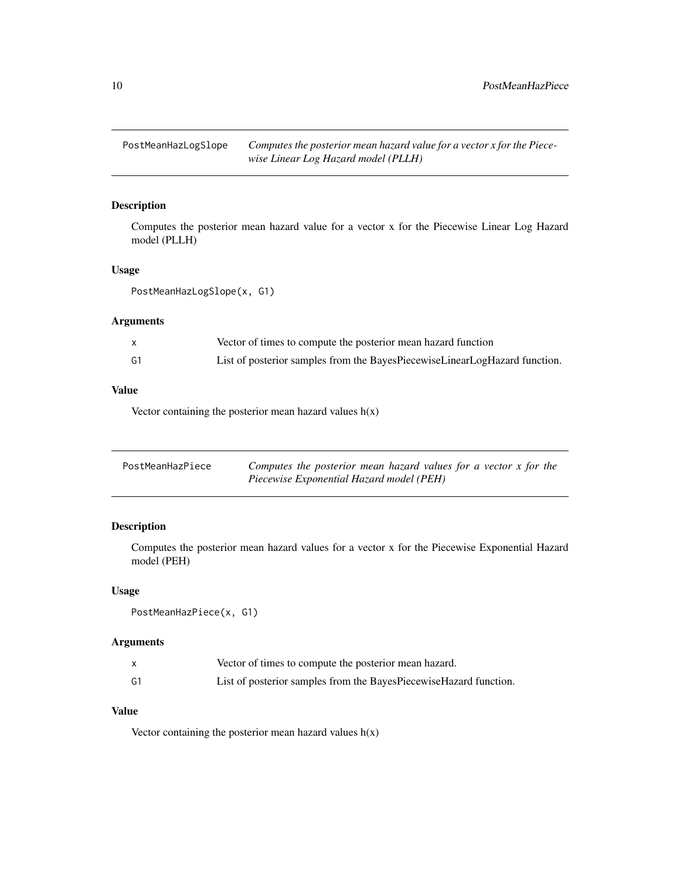## PostMeanHazLogSlope — *Computes the posterior mean hazard value for a vector x for the Piecewise Linear Log Hazard model (PLLH)*

### Description

Computes the posterior mean hazard value for a vector x for the Piecewise Linear Log Hazard model (PLLH)

### Usage

```
PostMeanHazLogSlope(x, G1)
```

### Arguments

| | |
|---|---|
| x | Vector of times to compute the posterior mean hazard function |
| G1 | List of posterior samples from the BayesPiecewiseLinearLogHazard function. |

### Value

Vector containing the posterior mean hazard values h(x)

## PostMeanHazPiece — *Computes the posterior mean hazard values for a vector x for the Piecewise Exponential Hazard model (PEH)*

### Description

Computes the posterior mean hazard values for a vector x for the Piecewise Exponential Hazard model (PEH)

### Usage

```
PostMeanHazPiece(x, G1)
```

### Arguments

| | |
|---|---|
| x | Vector of times to compute the posterior mean hazard. |
| G1 | List of posterior samples from the BayesPiecewiseHazard function. |

### Value

Vector containing the posterior mean hazard values h(x)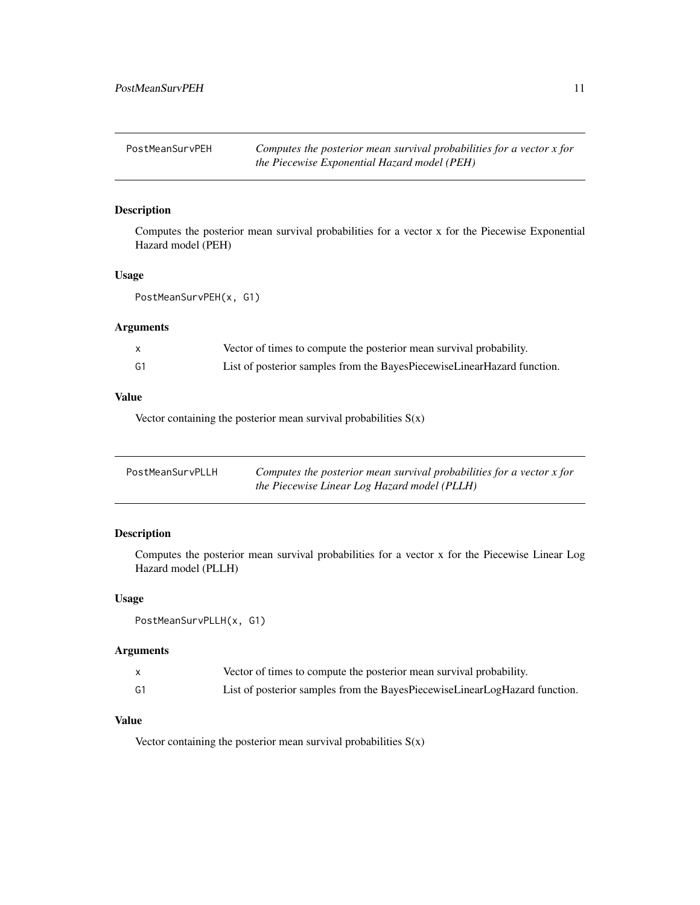## PostMeanSurvPEH — *Computes the posterior mean survival probabilities for a vector x for the Piecewise Exponential Hazard model (PEH)*

### Description

Computes the posterior mean survival probabilities for a vector x for the Piecewise Exponential Hazard model (PEH)

### Usage

```
PostMeanSurvPEH(x, G1)
```

### Arguments

| | |
|---|---|
| x | Vector of times to compute the posterior mean survival probability. |
| G1 | List of posterior samples from the BayesPiecewiseLinearHazard function. |

### Value

Vector containing the posterior mean survival probabilities S(x)

## PostMeanSurvPLLH — *Computes the posterior mean survival probabilities for a vector x for the Piecewise Linear Log Hazard model (PLLH)*

### Description

Computes the posterior mean survival probabilities for a vector x for the Piecewise Linear Log Hazard model (PLLH)

### Usage

```
PostMeanSurvPLLH(x, G1)
```

### Arguments

| | |
|---|---|
| x | Vector of times to compute the posterior mean survival probability. |
| G1 | List of posterior samples from the BayesPiecewiseLinearLogHazard function. |

### Value

Vector containing the posterior mean survival probabilities S(x)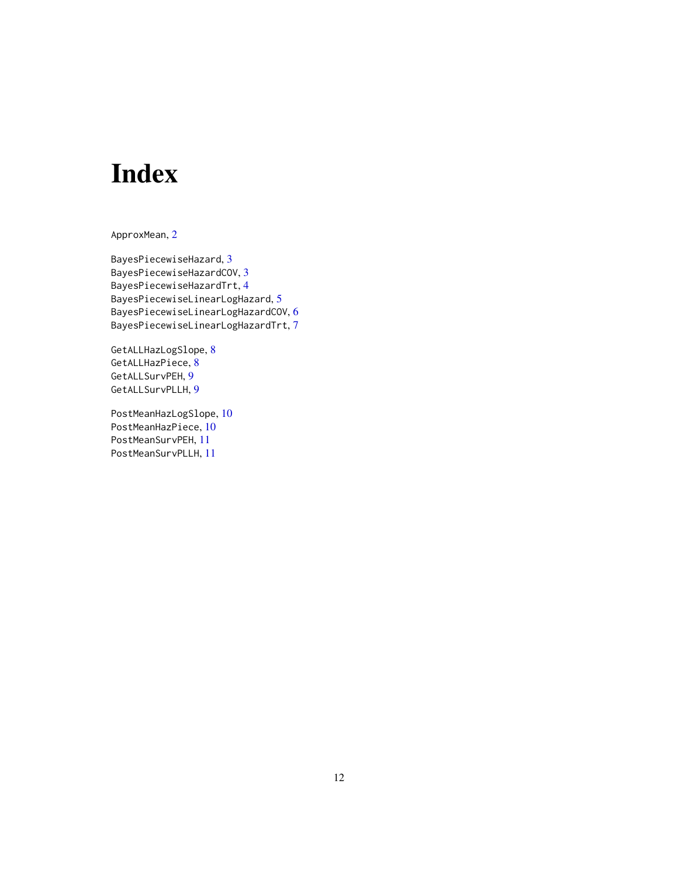# Index

ApproxMean, 2

BayesPiecewiseHazard, 3
BayesPiecewiseHazardCOV, 3
BayesPiecewiseHazardTrt, 4
BayesPiecewiseLinearLogHazard, 5
BayesPiecewiseLinearLogHazardCOV, 6
BayesPiecewiseLinearLogHazardTrt, 7

GetALLHazLogSlope, 8
GetALLHazPiece, 8
GetALLSurvPEH, 9
GetALLSurvPLLH, 9

PostMeanHazLogSlope, 10
PostMeanHazPiece, 10
PostMeanSurvPEH, 11
PostMeanSurvPLLH, 11